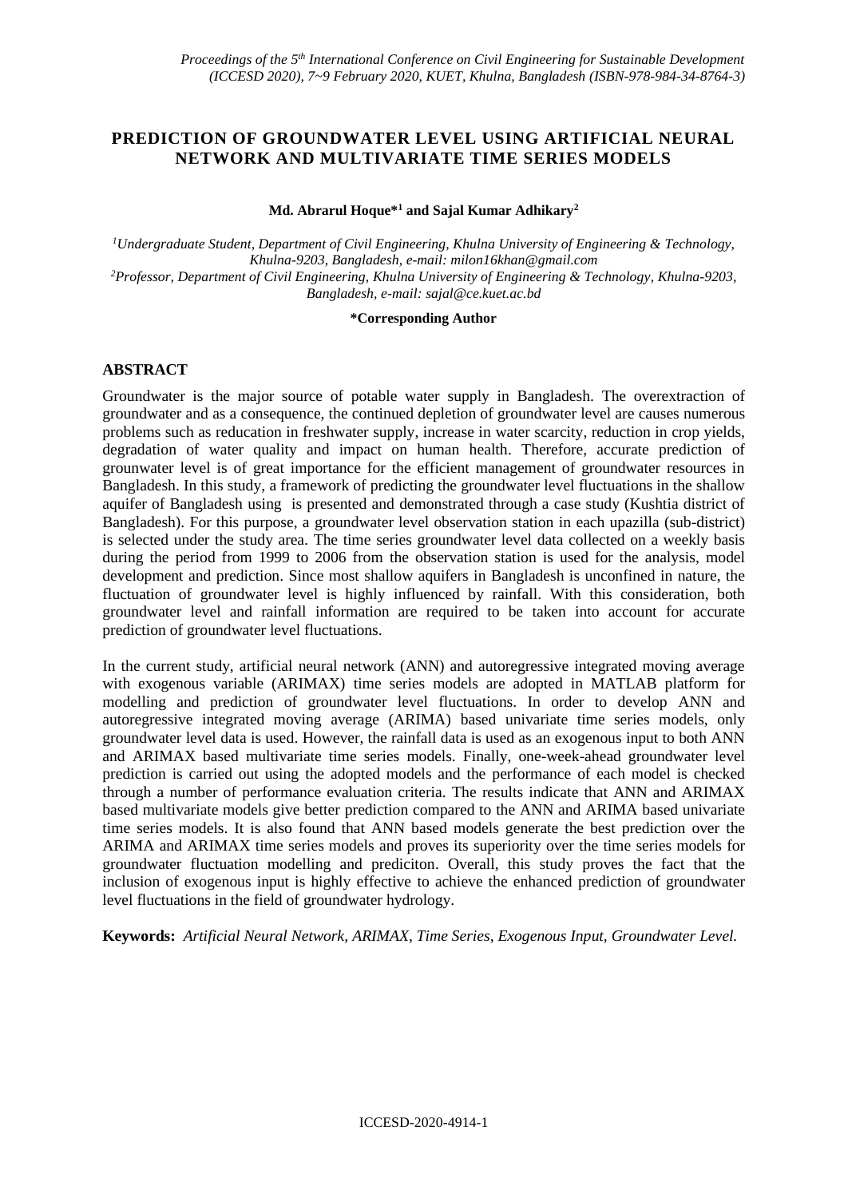# PREDICTION OF GROUNDWATER LEVEL USING ARTIFICIAL NEURAL NETWORK AND MULTIVARIATE TIME SERIES MODELS

**Md. Abrarul Hoque*[1] and Sajal Kumar Adhikary[2]**

[1]Undergraduate Student, Department of Civil Engineering, Khulna University of Engineering & Technology, Khulna-9203, Bangladesh, e-mail: milon16khan@gmail.com

[2]Professor, Department of Civil Engineering, Khulna University of Engineering & Technology, Khulna-9203, Bangladesh, e-mail: sajal@ce.kuet.ac.bd

***Corresponding Author**

## ABSTRACT

Groundwater is the major source of potable water supply in Bangladesh. The overextraction of groundwater and as a consequence, the continued depletion of groundwater level are causes numerous problems such as reducation in freshwater supply, increase in water scarcity, reduction in crop yields, degradation of water quality and impact on human health. Therefore, accurate prediction of grounwater level is of great importance for the efficient management of groundwater resources in Bangladesh. In this study, a framework of predicting the groundwater level fluctuations in the shallow aquifer of Bangladesh using is presented and demonstrated through a case study (Kushtia district of Bangladesh). For this purpose, a groundwater level observation station in each upazilla (sub-district) is selected under the study area. The time series groundwater level data collected on a weekly basis during the period from 1999 to 2006 from the observation station is used for the analysis, model development and prediction. Since most shallow aquifers in Bangladesh is unconfined in nature, the fluctuation of groundwater level is highly influenced by rainfall. With this consideration, both groundwater level and rainfall information are required to be taken into account for accurate prediction of groundwater level fluctuations.

In the current study, artificial neural network (ANN) and autoregressive integrated moving average with exogenous variable (ARIMAX) time series models are adopted in MATLAB platform for modelling and prediction of groundwater level fluctuations. In order to develop ANN and autoregressive integrated moving average (ARIMA) based univariate time series models, only groundwater level data is used. However, the rainfall data is used as an exogenous input to both ANN and ARIMAX based multivariate time series models. Finally, one-week-ahead groundwater level prediction is carried out using the adopted models and the performance of each model is checked through a number of performance evaluation criteria. The results indicate that ANN and ARIMAX based multivariate models give better prediction compared to the ANN and ARIMA based univariate time series models. It is also found that ANN based models generate the best prediction over the ARIMA and ARIMAX time series models and proves its superiority over the time series models for groundwater fluctuation modelling and prediciton. Overall, this study proves the fact that the inclusion of exogenous input is highly effective to achieve the enhanced prediction of groundwater level fluctuations in the field of groundwater hydrology.

**Keywords:** *Artificial Neural Network, ARIMAX, Time Series, Exogenous Input, Groundwater Level.*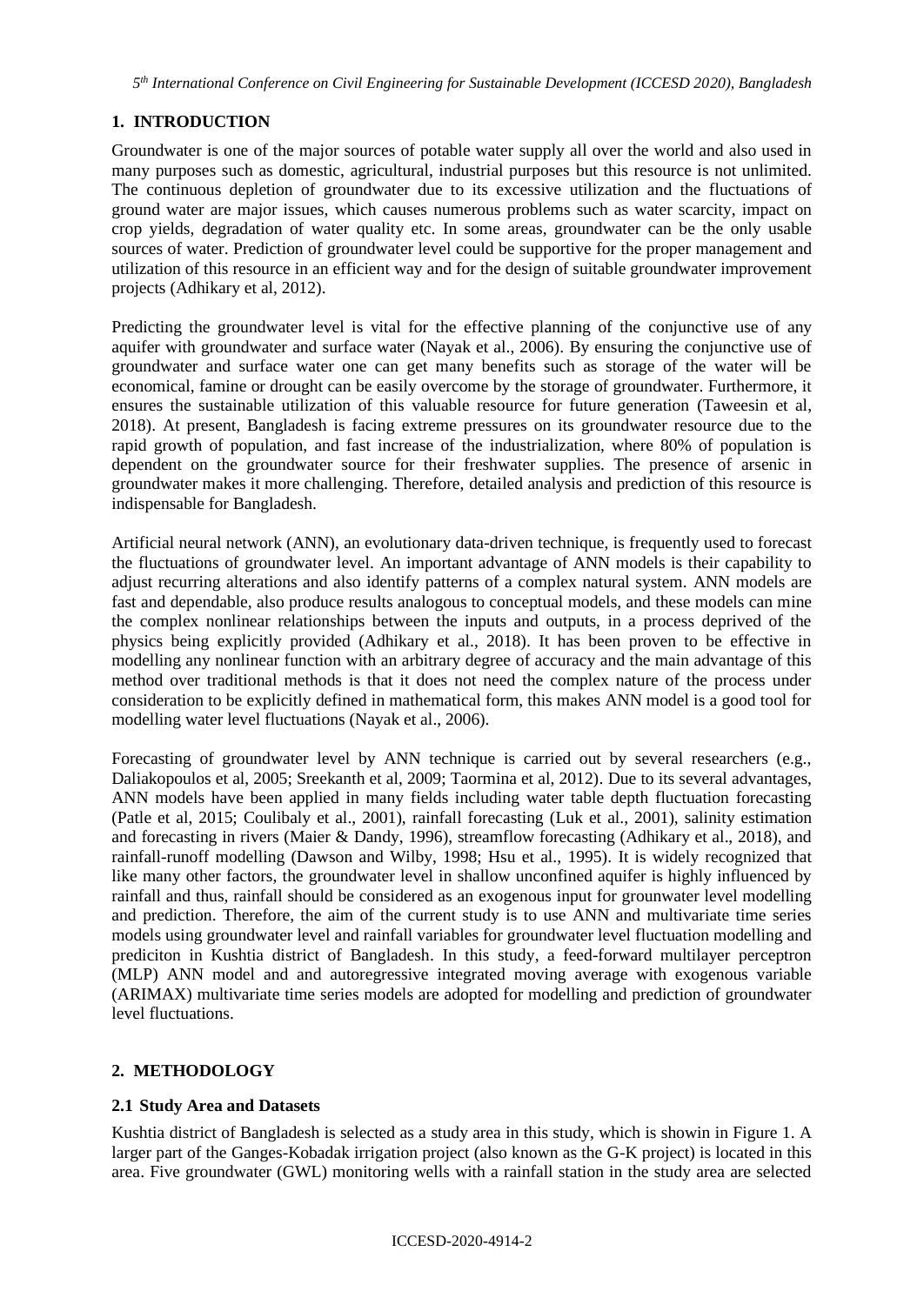## 1. INTRODUCTION

Groundwater is one of the major sources of potable water supply all over the world and also used in many purposes such as domestic, agricultural, industrial purposes but this resource is not unlimited. The continuous depletion of groundwater due to its excessive utilization and the fluctuations of ground water are major issues, which causes numerous problems such as water scarcity, impact on crop yields, degradation of water quality etc. In some areas, groundwater can be the only usable sources of water. Prediction of groundwater level could be supportive for the proper management and utilization of this resource in an efficient way and for the design of suitable groundwater improvement projects (Adhikary et al, 2012).

Predicting the groundwater level is vital for the effective planning of the conjunctive use of any aquifer with groundwater and surface water (Nayak et al., 2006). By ensuring the conjunctive use of groundwater and surface water one can get many benefits such as storage of the water will be economical, famine or drought can be easily overcome by the storage of groundwater. Furthermore, it ensures the sustainable utilization of this valuable resource for future generation (Taweesin et al, 2018). At present, Bangladesh is facing extreme pressures on its groundwater resource due to the rapid growth of population, and fast increase of the industrialization, where 80% of population is dependent on the groundwater source for their freshwater supplies. The presence of arsenic in groundwater makes it more challenging. Therefore, detailed analysis and prediction of this resource is indispensable for Bangladesh.

Artificial neural network (ANN), an evolutionary data-driven technique, is frequently used to forecast the fluctuations of groundwater level. An important advantage of ANN models is their capability to adjust recurring alterations and also identify patterns of a complex natural system. ANN models are fast and dependable, also produce results analogous to conceptual models, and these models can mine the complex nonlinear relationships between the inputs and outputs, in a process deprived of the physics being explicitly provided (Adhikary et al., 2018). It has been proven to be effective in modelling any nonlinear function with an arbitrary degree of accuracy and the main advantage of this method over traditional methods is that it does not need the complex nature of the process under consideration to be explicitly defined in mathematical form, this makes ANN model is a good tool for modelling water level fluctuations (Nayak et al., 2006).

Forecasting of groundwater level by ANN technique is carried out by several researchers (e.g., Daliakopoulos et al, 2005; Sreekanth et al, 2009; Taormina et al, 2012). Due to its several advantages, ANN models have been applied in many fields including water table depth fluctuation forecasting (Patle et al, 2015; Coulibaly et al., 2001), rainfall forecasting (Luk et al., 2001), salinity estimation and forecasting in rivers (Maier & Dandy, 1996), streamflow forecasting (Adhikary et al., 2018), and rainfall-runoff modelling (Dawson and Wilby, 1998; Hsu et al., 1995). It is widely recognized that like many other factors, the groundwater level in shallow unconfined aquifer is highly influenced by rainfall and thus, rainfall should be considered as an exogenous input for grounwater level modelling and prediction. Therefore, the aim of the current study is to use ANN and multivariate time series models using groundwater level and rainfall variables for groundwater level fluctuation modelling and prediciton in Kushtia district of Bangladesh. In this study, a feed-forward multilayer perceptron (MLP) ANN model and and autoregressive integrated moving average with exogenous variable (ARIMAX) multivariate time series models are adopted for modelling and prediction of groundwater level fluctuations.

## 2. METHODOLOGY

### 2.1 Study Area and Datasets

Kushtia district of Bangladesh is selected as a study area in this study, which is showin in Figure 1. A larger part of the Ganges-Kobadak irrigation project (also known as the G-K project) is located in this area. Five groundwater (GWL) monitoring wells with a rainfall station in the study area are selected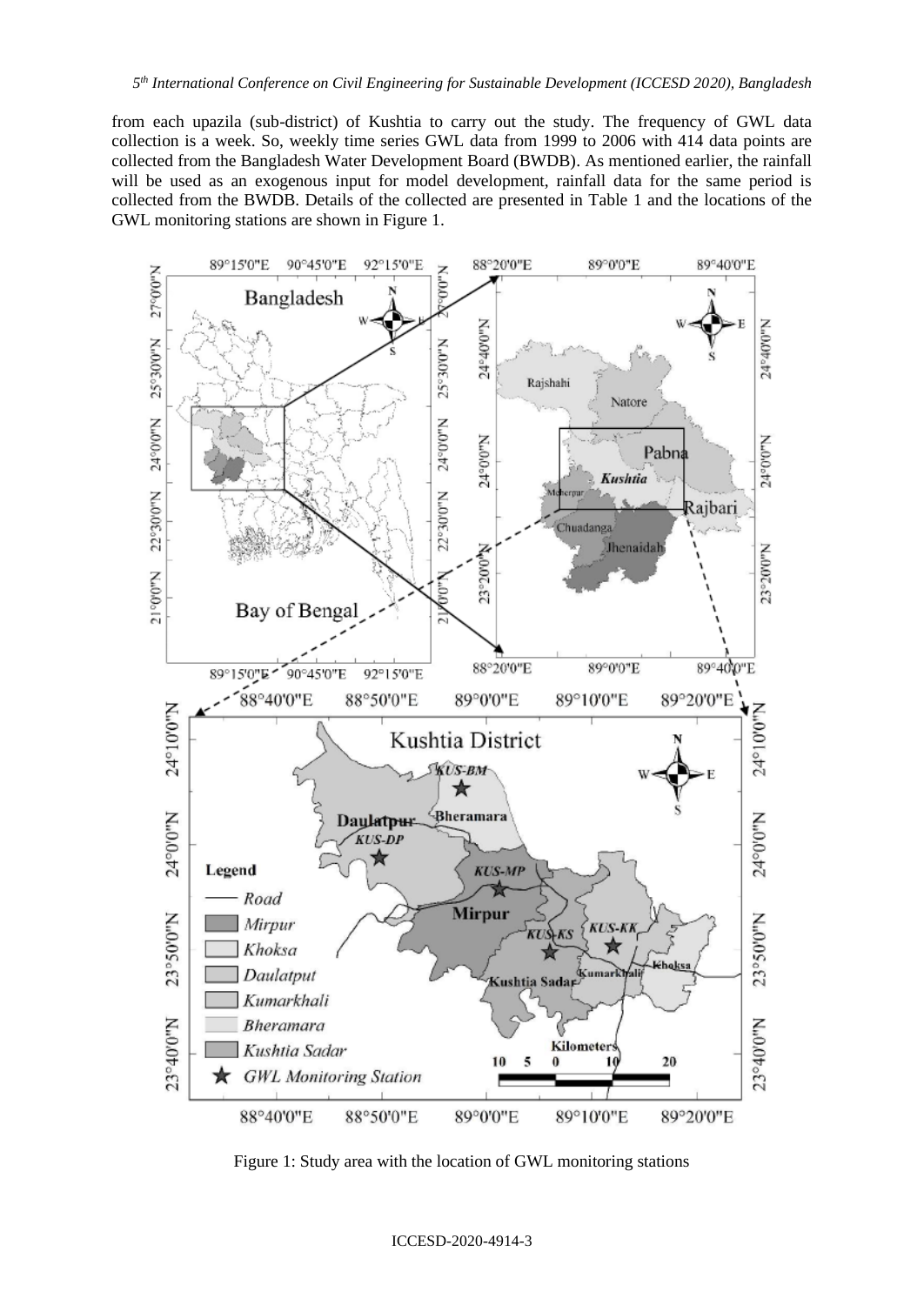from each upazila (sub-district) of Kushtia to carry out the study. The frequency of GWL data collection is a week. So, weekly time series GWL data from 1999 to 2006 with 414 data points are collected from the Bangladesh Water Development Board (BWDB). As mentioned earlier, the rainfall will be used as an exogenous input for model development, rainfall data for the same period is collected from the BWDB. Details of the collected are presented in Table 1 and the locations of the GWL monitoring stations are shown in Figure 1.

Figure 1: Study area with the location of GWL monitoring stations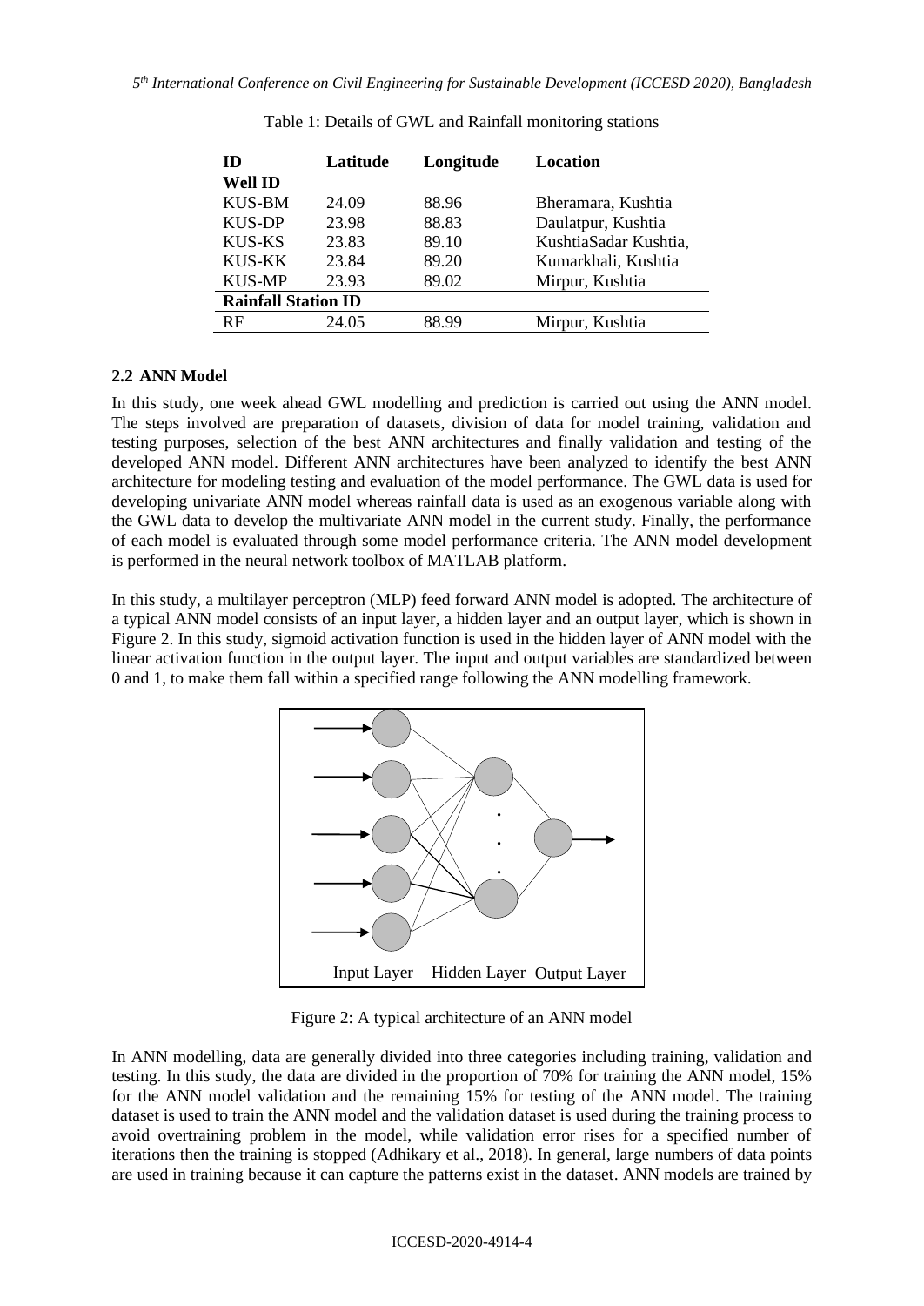Table 1: Details of GWL and Rainfall monitoring stations

| ID | Latitude | Longitude | Location |
|---|---|---|---|
| **Well ID** | | | |
| KUS-BM | 24.09 | 88.96 | Bheramara, Kushtia |
| KUS-DP | 23.98 | 88.83 | Daulatpur, Kushtia |
| KUS-KS | 23.83 | 89.10 | KushtiaSadar Kushtia, |
| KUS-KK | 23.84 | 89.20 | Kumarkhali, Kushtia |
| KUS-MP | 23.93 | 89.02 | Mirpur, Kushtia |
| **Rainfall Station ID** | | | |
| RF | 24.05 | 88.99 | Mirpur, Kushtia |

## 2.2 ANN Model

In this study, one week ahead GWL modelling and prediction is carried out using the ANN model. The steps involved are preparation of datasets, division of data for model training, validation and testing purposes, selection of the best ANN architectures and finally validation and testing of the developed ANN model. Different ANN architectures have been analyzed to identify the best ANN architecture for modeling testing and evaluation of the model performance. The GWL data is used for developing univariate ANN model whereas rainfall data is used as an exogenous variable along with the GWL data to develop the multivariate ANN model in the current study. Finally, the performance of each model is evaluated through some model performance criteria. The ANN model development is performed in the neural network toolbox of MATLAB platform.

In this study, a multilayer perceptron (MLP) feed forward ANN model is adopted. The architecture of a typical ANN model consists of an input layer, a hidden layer and an output layer, which is shown in Figure 2. In this study, sigmoid activation function is used in the hidden layer of ANN model with the linear activation function in the output layer. The input and output variables are standardized between 0 and 1, to make them fall within a specified range following the ANN modelling framework.

Input Layer    Hidden Layer    Output Layer

Figure 2: A typical architecture of an ANN model

In ANN modelling, data are generally divided into three categories including training, validation and testing. In this study, the data are divided in the proportion of 70% for training the ANN model, 15% for the ANN model validation and the remaining 15% for testing of the ANN model. The training dataset is used to train the ANN model and the validation dataset is used during the training process to avoid overtraining problem in the model, while validation error rises for a specified number of iterations then the training is stopped (Adhikary et al., 2018). In general, large numbers of data points are used in training because it can capture the patterns exist in the dataset. ANN models are trained by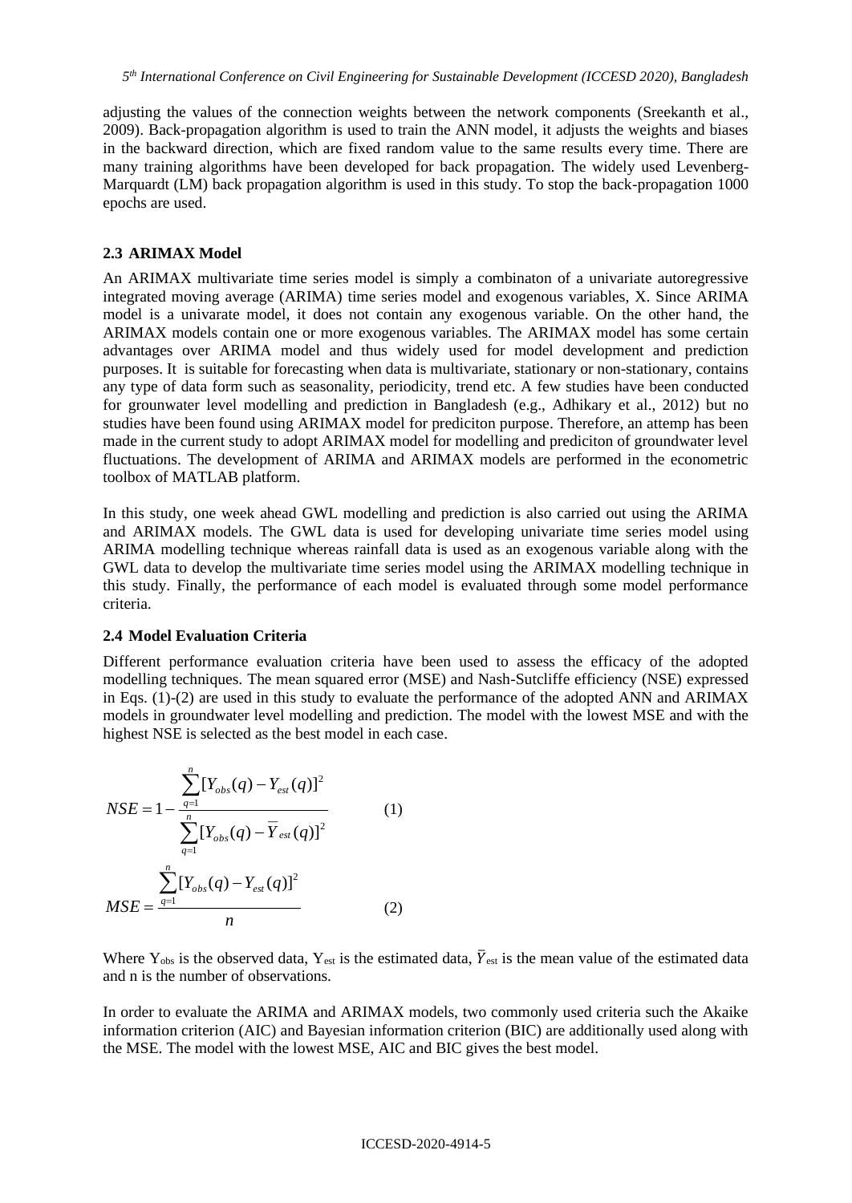adjusting the values of the connection weights between the network components (Sreekanth et al., 2009). Back-propagation algorithm is used to train the ANN model, it adjusts the weights and biases in the backward direction, which are fixed random value to the same results every time. There are many training algorithms have been developed for back propagation. The widely used Levenberg-Marquardt (LM) back propagation algorithm is used in this study. To stop the back-propagation 1000 epochs are used.

### 2.3 ARIMAX Model

An ARIMAX multivariate time series model is simply a combinaton of a univariate autoregressive integrated moving average (ARIMA) time series model and exogenous variables, X. Since ARIMA model is a univarate model, it does not contain any exogenous variable. On the other hand, the ARIMAX models contain one or more exogenous variables. The ARIMAX model has some certain advantages over ARIMA model and thus widely used for model development and prediction purposes. It is suitable for forecasting when data is multivariate, stationary or non-stationary, contains any type of data form such as seasonality, periodicity, trend etc. A few studies have been conducted for grounwater level modelling and prediction in Bangladesh (e.g., Adhikary et al., 2012) but no studies have been found using ARIMAX model for prediciton purpose. Therefore, an attemp has been made in the current study to adopt ARIMAX model for modelling and prediciton of groundwater level fluctuations. The development of ARIMA and ARIMAX models are performed in the econometric toolbox of MATLAB platform.

In this study, one week ahead GWL modelling and prediction is also carried out using the ARIMA and ARIMAX models. The GWL data is used for developing univariate time series model using ARIMA modelling technique whereas rainfall data is used as an exogenous variable along with the GWL data to develop the multivariate time series model using the ARIMAX modelling technique in this study. Finally, the performance of each model is evaluated through some model performance criteria.

### 2.4 Model Evaluation Criteria

Different performance evaluation criteria have been used to assess the efficacy of the adopted modelling techniques. The mean squared error (MSE) and Nash-Sutcliffe efficiency (NSE) expressed in Eqs. (1)-(2) are used in this study to evaluate the performance of the adopted ANN and ARIMAX models in groundwater level modelling and prediction. The model with the lowest MSE and with the highest NSE is selected as the best model in each case.

$$NSE = 1 - \frac{\sum_{q=1}^{n}[Y_{obs}(q) - Y_{est}(q)]^2}{\sum_{q=1}^{n}[Y_{obs}(q) - \overline{Y}_{est}(q)]^2} \qquad (1)$$

$$MSE = \frac{\sum_{q=1}^{n}[Y_{obs}(q) - Y_{est}(q)]^2}{n} \qquad (2)$$

Where $Y_{obs}$ is the observed data, $Y_{est}$ is the estimated data, $\bar{Y}_{est}$ is the mean value of the estimated data and n is the number of observations.

In order to evaluate the ARIMA and ARIMAX models, two commonly used criteria such the Akaike information criterion (AIC) and Bayesian information criterion (BIC) are additionally used along with the MSE. The model with the lowest MSE, AIC and BIC gives the best model.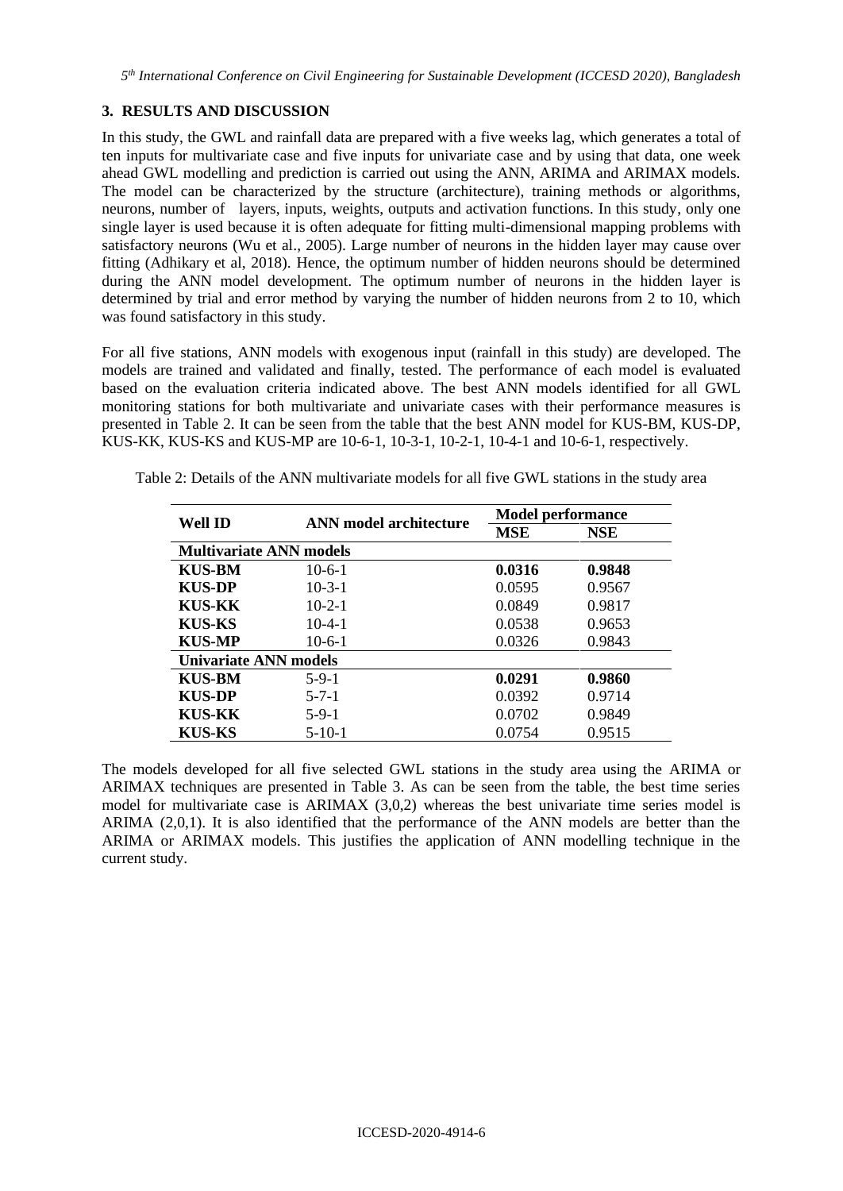## 3. RESULTS AND DISCUSSION

In this study, the GWL and rainfall data are prepared with a five weeks lag, which generates a total of ten inputs for multivariate case and five inputs for univariate case and by using that data, one week ahead GWL modelling and prediction is carried out using the ANN, ARIMA and ARIMAX models. The model can be characterized by the structure (architecture), training methods or algorithms, neurons, number of layers, inputs, weights, outputs and activation functions. In this study, only one single layer is used because it is often adequate for fitting multi-dimensional mapping problems with satisfactory neurons (Wu et al., 2005). Large number of neurons in the hidden layer may cause over fitting (Adhikary et al, 2018). Hence, the optimum number of hidden neurons should be determined during the ANN model development. The optimum number of neurons in the hidden layer is determined by trial and error method by varying the number of hidden neurons from 2 to 10, which was found satisfactory in this study.

For all five stations, ANN models with exogenous input (rainfall in this study) are developed. The models are trained and validated and finally, tested. The performance of each model is evaluated based on the evaluation criteria indicated above. The best ANN models identified for all GWL monitoring stations for both multivariate and univariate cases with their performance measures is presented in Table 2. It can be seen from the table that the best ANN model for KUS-BM, KUS-DP, KUS-KK, KUS-KS and KUS-MP are 10-6-1, 10-3-1, 10-2-1, 10-4-1 and 10-6-1, respectively.

Table 2: Details of the ANN multivariate models for all five GWL stations in the study area

| Well ID | ANN model architecture | Model performance | |
|---|---|---|---|
| | | **MSE** | **NSE** |
| **Multivariate ANN models** | | | |
| **KUS-BM** | 10-6-1 | **0.0316** | **0.9848** |
| **KUS-DP** | 10-3-1 | 0.0595 | 0.9567 |
| **KUS-KK** | 10-2-1 | 0.0849 | 0.9817 |
| **KUS-KS** | 10-4-1 | 0.0538 | 0.9653 |
| **KUS-MP** | 10-6-1 | 0.0326 | 0.9843 |
| **Univariate ANN models** | | | |
| **KUS-BM** | 5-9-1 | **0.0291** | **0.9860** |
| **KUS-DP** | 5-7-1 | 0.0392 | 0.9714 |
| **KUS-KK** | 5-9-1 | 0.0702 | 0.9849 |
| **KUS-KS** | 5-10-1 | 0.0754 | 0.9515 |

The models developed for all five selected GWL stations in the study area using the ARIMA or ARIMAX techniques are presented in Table 3. As can be seen from the table, the best time series model for multivariate case is ARIMAX (3,0,2) whereas the best univariate time series model is ARIMA (2,0,1). It is also identified that the performance of the ANN models are better than the ARIMA or ARIMAX models. This justifies the application of ANN modelling technique in the current study.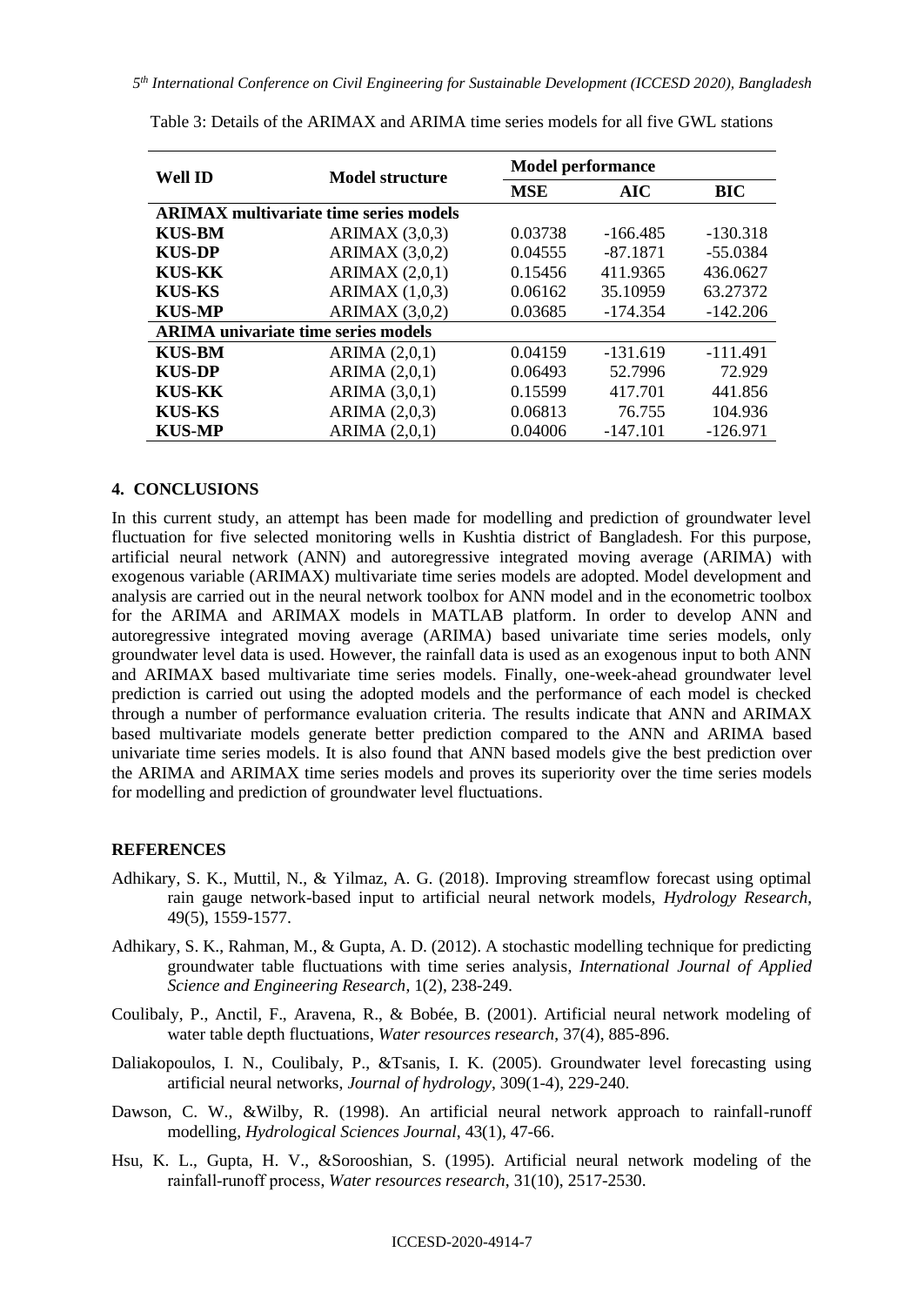Table 3: Details of the ARIMAX and ARIMA time series models for all five GWL stations

| Well ID | Model structure | Model performance | | |
|---|---|---|---|---|
| | | **MSE** | **AIC** | **BIC** |
| **ARIMAX multivariate time series models** | | | | |
| **KUS-BM** | ARIMAX (3,0,3) | 0.03738 | -166.485 | -130.318 |
| **KUS-DP** | ARIMAX (3,0,2) | 0.04555 | -87.1871 | -55.0384 |
| **KUS-KK** | ARIMAX (2,0,1) | 0.15456 | 411.9365 | 436.0627 |
| **KUS-KS** | ARIMAX (1,0,3) | 0.06162 | 35.10959 | 63.27372 |
| **KUS-MP** | ARIMAX (3,0,2) | 0.03685 | -174.354 | -142.206 |
| **ARIMA univariate time series models** | | | | |
| **KUS-BM** | ARIMA (2,0,1) | 0.04159 | -131.619 | -111.491 |
| **KUS-DP** | ARIMA (2,0,1) | 0.06493 | 52.7996 | 72.929 |
| **KUS-KK** | ARIMA (3,0,1) | 0.15599 | 417.701 | 441.856 |
| **KUS-KS** | ARIMA (2,0,3) | 0.06813 | 76.755 | 104.936 |
| **KUS-MP** | ARIMA (2,0,1) | 0.04006 | -147.101 | -126.971 |

## 4. CONCLUSIONS

In this current study, an attempt has been made for modelling and prediction of groundwater level fluctuation for five selected monitoring wells in Kushtia district of Bangladesh. For this purpose, artificial neural network (ANN) and autoregressive integrated moving average (ARIMA) with exogenous variable (ARIMAX) multivariate time series models are adopted. Model development and analysis are carried out in the neural network toolbox for ANN model and in the econometric toolbox for the ARIMA and ARIMAX models in MATLAB platform. In order to develop ANN and autoregressive integrated moving average (ARIMA) based univariate time series models, only groundwater level data is used. However, the rainfall data is used as an exogenous input to both ANN and ARIMAX based multivariate time series models. Finally, one-week-ahead groundwater level prediction is carried out using the adopted models and the performance of each model is checked through a number of performance evaluation criteria. The results indicate that ANN and ARIMAX based multivariate models generate better prediction compared to the ANN and ARIMA based univariate time series models. It is also found that ANN based models give the best prediction over the ARIMA and ARIMAX time series models and proves its superiority over the time series models for modelling and prediction of groundwater level fluctuations.

## REFERENCES

Adhikary, S. K., Muttil, N., & Yilmaz, A. G. (2018). Improving streamflow forecast using optimal rain gauge network-based input to artificial neural network models, *Hydrology Research*, 49(5), 1559-1577.

Adhikary, S. K., Rahman, M., & Gupta, A. D. (2012). A stochastic modelling technique for predicting groundwater table fluctuations with time series analysis, *International Journal of Applied Science and Engineering Research*, 1(2), 238-249.

Coulibaly, P., Anctil, F., Aravena, R., & Bobée, B. (2001). Artificial neural network modeling of water table depth fluctuations, *Water resources research*, 37(4), 885-896.

Daliakopoulos, I. N., Coulibaly, P., &Tsanis, I. K. (2005). Groundwater level forecasting using artificial neural networks, *Journal of hydrology*, 309(1-4), 229-240.

Dawson, C. W., &Wilby, R. (1998). An artificial neural network approach to rainfall-runoff modelling, *Hydrological Sciences Journal*, 43(1), 47-66.

Hsu, K. L., Gupta, H. V., &Sorooshian, S. (1995). Artificial neural network modeling of the rainfall-runoff process, *Water resources research*, 31(10), 2517-2530.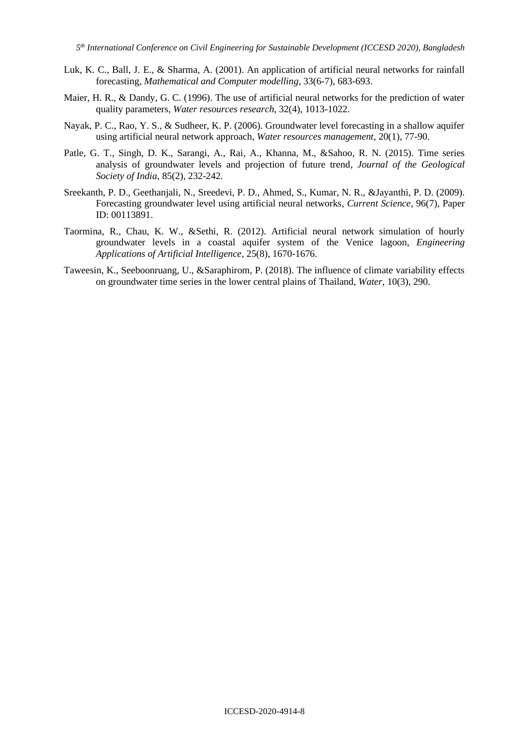Luk, K. C., Ball, J. E., & Sharma, A. (2001). An application of artificial neural networks for rainfall forecasting, *Mathematical and Computer modelling*, 33(6-7), 683-693.

Maier, H. R., & Dandy, G. C. (1996). The use of artificial neural networks for the prediction of water quality parameters, *Water resources research*, 32(4), 1013-1022.

Nayak, P. C., Rao, Y. S., & Sudheer, K. P. (2006). Groundwater level forecasting in a shallow aquifer using artificial neural network approach, *Water resources management*, 20(1), 77-90.

Patle, G. T., Singh, D. K., Sarangi, A., Rai, A., Khanna, M., &Sahoo, R. N. (2015). Time series analysis of groundwater levels and projection of future trend, *Journal of the Geological Society of India*, 85(2), 232-242.

Sreekanth, P. D., Geethanjali, N., Sreedevi, P. D., Ahmed, S., Kumar, N. R., &Jayanthi, P. D. (2009). Forecasting groundwater level using artificial neural networks, *Current Science*, 96(7), Paper ID: 00113891.

Taormina, R., Chau, K. W., &Sethi, R. (2012). Artificial neural network simulation of hourly groundwater levels in a coastal aquifer system of the Venice lagoon, *Engineering Applications of Artificial Intelligence*, 25(8), 1670-1676.

Taweesin, K., Seeboonruang, U., &Saraphirom, P. (2018). The influence of climate variability effects on groundwater time series in the lower central plains of Thailand, *Water*, 10(3), 290.